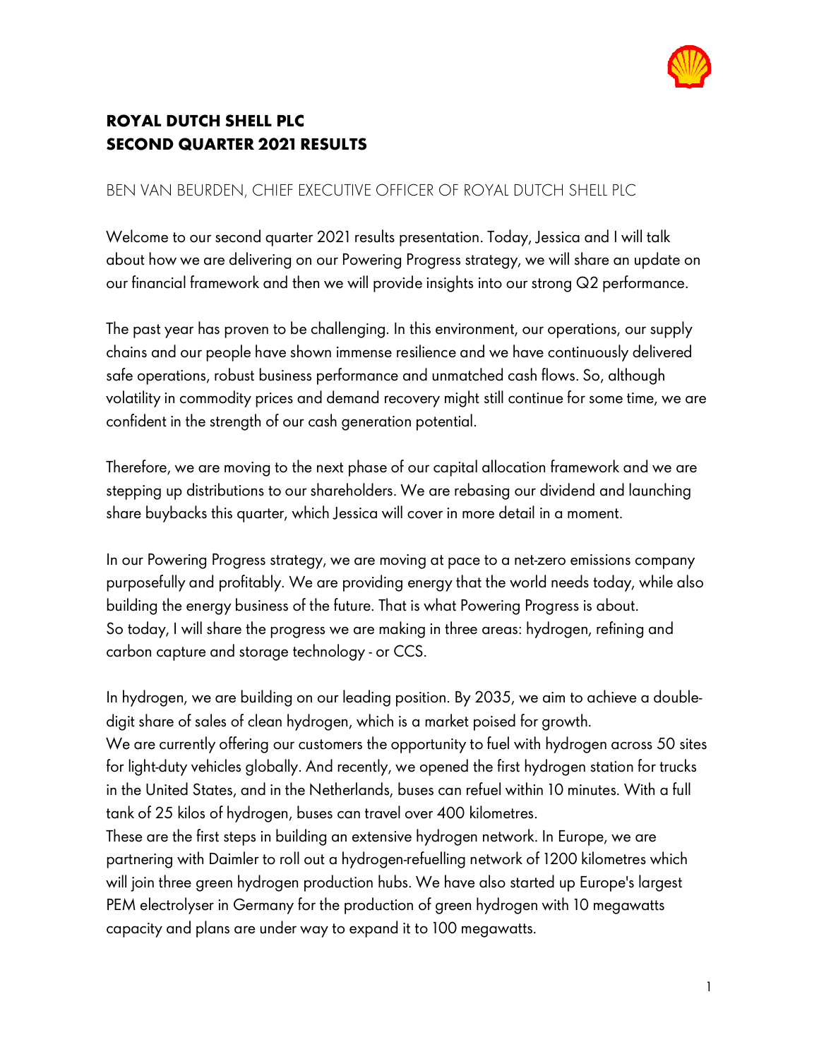# ROYAL DUTCH SHELL PLC
# SECOND QUARTER 2021 RESULTS

BEN VAN BEURDEN, CHIEF EXECUTIVE OFFICER OF ROYAL DUTCH SHELL PLC

Welcome to our second quarter 2021 results presentation. Today, Jessica and I will talk about how we are delivering on our Powering Progress strategy, we will share an update on our financial framework and then we will provide insights into our strong Q2 performance.

The past year has proven to be challenging. In this environment, our operations, our supply chains and our people have shown immense resilience and we have continuously delivered safe operations, robust business performance and unmatched cash flows. So, although volatility in commodity prices and demand recovery might still continue for some time, we are confident in the strength of our cash generation potential.

Therefore, we are moving to the next phase of our capital allocation framework and we are stepping up distributions to our shareholders. We are rebasing our dividend and launching share buybacks this quarter, which Jessica will cover in more detail in a moment.

In our Powering Progress strategy, we are moving at pace to a net-zero emissions company purposefully and profitably. We are providing energy that the world needs today, while also building the energy business of the future. That is what Powering Progress is about.
So today, I will share the progress we are making in three areas: hydrogen, refining and carbon capture and storage technology - or CCS.

In hydrogen, we are building on our leading position. By 2035, we aim to achieve a double-digit share of sales of clean hydrogen, which is a market poised for growth.
We are currently offering our customers the opportunity to fuel with hydrogen across 50 sites for light-duty vehicles globally. And recently, we opened the first hydrogen station for trucks in the United States, and in the Netherlands, buses can refuel within 10 minutes. With a full tank of 25 kilos of hydrogen, buses can travel over 400 kilometres.
These are the first steps in building an extensive hydrogen network. In Europe, we are partnering with Daimler to roll out a hydrogen-refuelling network of 1200 kilometres which will join three green hydrogen production hubs. We have also started up Europe's largest PEM electrolyser in Germany for the production of green hydrogen with 10 megawatts capacity and plans are under way to expand it to 100 megawatts.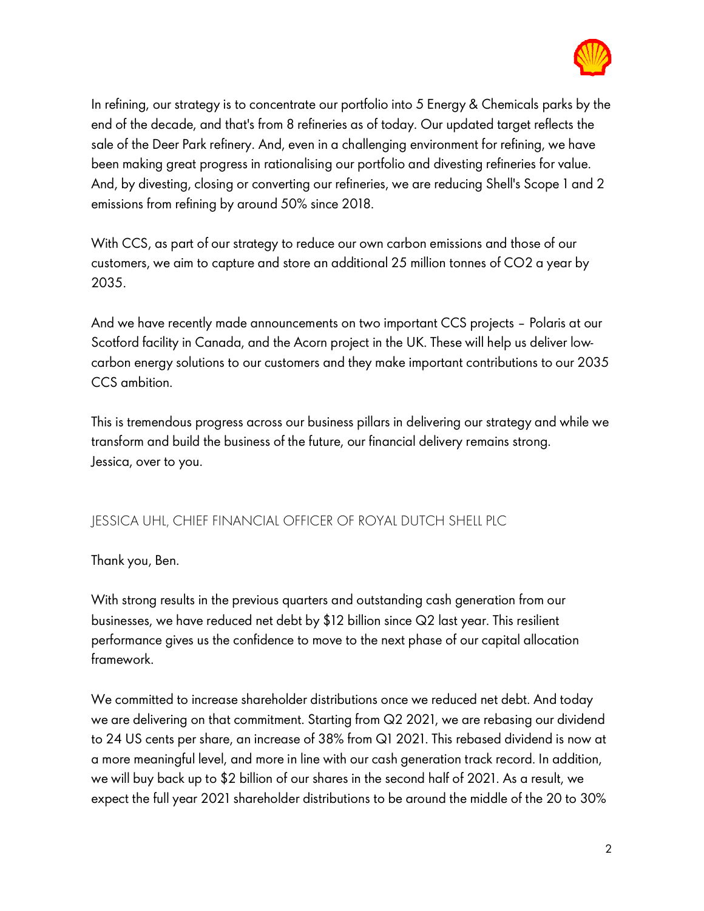In refining, our strategy is to concentrate our portfolio into 5 Energy & Chemicals parks by the end of the decade, and that's from 8 refineries as of today. Our updated target reflects the sale of the Deer Park refinery. And, even in a challenging environment for refining, we have been making great progress in rationalising our portfolio and divesting refineries for value. And, by divesting, closing or converting our refineries, we are reducing Shell's Scope 1 and 2 emissions from refining by around 50% since 2018.

With CCS, as part of our strategy to reduce our own carbon emissions and those of our customers, we aim to capture and store an additional 25 million tonnes of $CO_2$ a year by 2035.

And we have recently made announcements on two important CCS projects – Polaris at our Scotford facility in Canada, and the Acorn project in the UK. These will help us deliver low-carbon energy solutions to our customers and they make important contributions to our 2035 CCS ambition.

This is tremendous progress across our business pillars in delivering our strategy and while we transform and build the business of the future, our financial delivery remains strong. Jessica, over to you.

## JESSICA UHL, CHIEF FINANCIAL OFFICER OF ROYAL DUTCH SHELL PLC

Thank you, Ben.

With strong results in the previous quarters and outstanding cash generation from our businesses, we have reduced net debt by $12 billion since Q2 last year. This resilient performance gives us the confidence to move to the next phase of our capital allocation framework.

We committed to increase shareholder distributions once we reduced net debt. And today we are delivering on that commitment. Starting from Q2 2021, we are rebasing our dividend to 24 US cents per share, an increase of 38% from Q1 2021. This rebased dividend is now at a more meaningful level, and more in line with our cash generation track record. In addition, we will buy back up to $2 billion of our shares in the second half of 2021. As a result, we expect the full year 2021 shareholder distributions to be around the middle of the 20 to 30%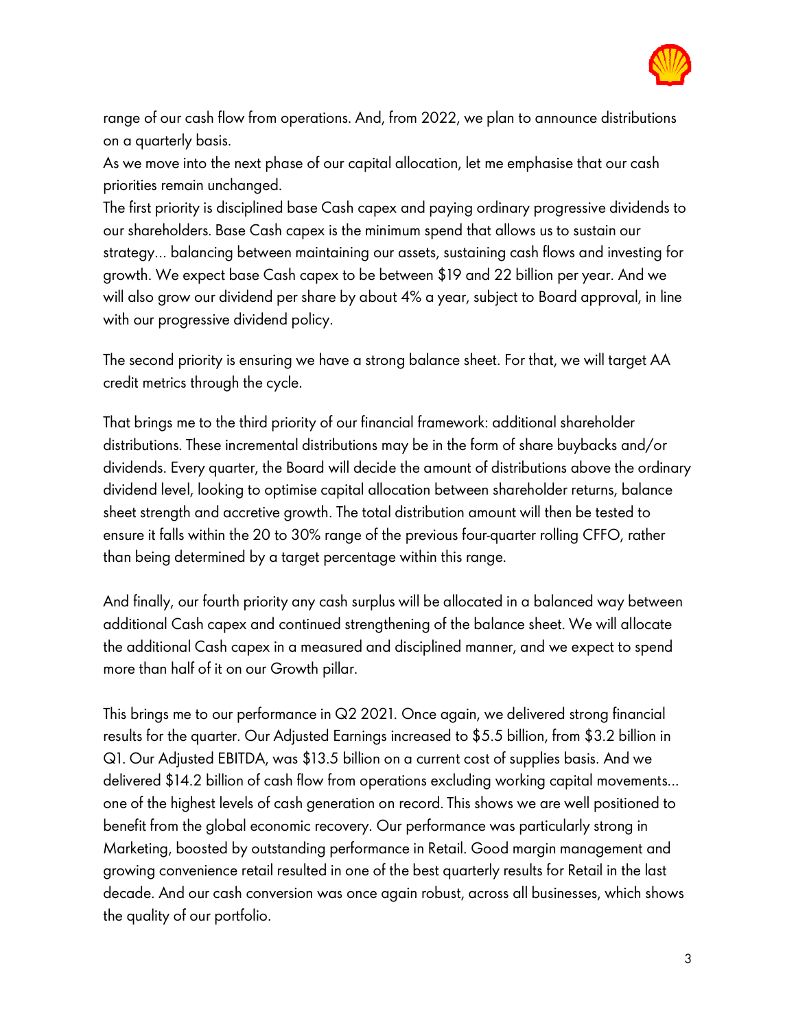range of our cash flow from operations. And, from 2022, we plan to announce distributions on a quarterly basis.
As we move into the next phase of our capital allocation, let me emphasise that our cash priorities remain unchanged.
The first priority is disciplined base Cash capex and paying ordinary progressive dividends to our shareholders. Base Cash capex is the minimum spend that allows us to sustain our strategy… balancing between maintaining our assets, sustaining cash flows and investing for growth. We expect base Cash capex to be between $19 and 22 billion per year. And we will also grow our dividend per share by about 4% a year, subject to Board approval, in line with our progressive dividend policy.

The second priority is ensuring we have a strong balance sheet. For that, we will target AA credit metrics through the cycle.

That brings me to the third priority of our financial framework: additional shareholder distributions. These incremental distributions may be in the form of share buybacks and/or dividends. Every quarter, the Board will decide the amount of distributions above the ordinary dividend level, looking to optimise capital allocation between shareholder returns, balance sheet strength and accretive growth. The total distribution amount will then be tested to ensure it falls within the 20 to 30% range of the previous four-quarter rolling CFFO, rather than being determined by a target percentage within this range.

And finally, our fourth priority any cash surplus will be allocated in a balanced way between additional Cash capex and continued strengthening of the balance sheet. We will allocate the additional Cash capex in a measured and disciplined manner, and we expect to spend more than half of it on our Growth pillar.

This brings me to our performance in Q2 2021. Once again, we delivered strong financial results for the quarter. Our Adjusted Earnings increased to $5.5 billion, from $3.2 billion in Q1. Our Adjusted EBITDA, was $13.5 billion on a current cost of supplies basis. And we delivered $14.2 billion of cash flow from operations excluding working capital movements… one of the highest levels of cash generation on record. This shows we are well positioned to benefit from the global economic recovery. Our performance was particularly strong in Marketing, boosted by outstanding performance in Retail. Good margin management and growing convenience retail resulted in one of the best quarterly results for Retail in the last decade. And our cash conversion was once again robust, across all businesses, which shows the quality of our portfolio.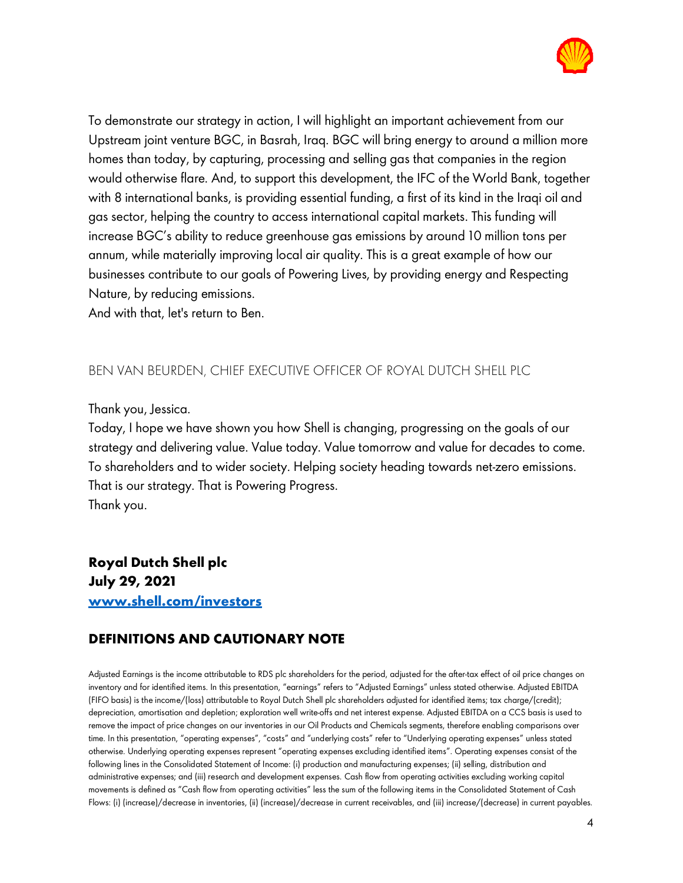To demonstrate our strategy in action, I will highlight an important achievement from our Upstream joint venture BGC, in Basrah, Iraq. BGC will bring energy to around a million more homes than today, by capturing, processing and selling gas that companies in the region would otherwise flare. And, to support this development, the IFC of the World Bank, together with 8 international banks, is providing essential funding, a first of its kind in the Iraqi oil and gas sector, helping the country to access international capital markets. This funding will increase BGC's ability to reduce greenhouse gas emissions by around 10 million tons per annum, while materially improving local air quality. This is a great example of how our businesses contribute to our goals of Powering Lives, by providing energy and Respecting Nature, by reducing emissions.
And with that, let's return to Ben.

BEN VAN BEURDEN, CHIEF EXECUTIVE OFFICER OF ROYAL DUTCH SHELL PLC

Thank you, Jessica.
Today, I hope we have shown you how Shell is changing, progressing on the goals of our strategy and delivering value. Value today. Value tomorrow and value for decades to come. To shareholders and to wider society. Helping society heading towards net-zero emissions. That is our strategy. That is Powering Progress.
Thank you.

**Royal Dutch Shell plc**
**July 29, 2021**
**[www.shell.com/investors](www.shell.com/investors)**

## DEFINITIONS AND CAUTIONARY NOTE

Adjusted Earnings is the income attributable to RDS plc shareholders for the period, adjusted for the after-tax effect of oil price changes on inventory and for identified items. In this presentation, "earnings" refers to "Adjusted Earnings" unless stated otherwise. Adjusted EBITDA (FIFO basis) is the income/(loss) attributable to Royal Dutch Shell plc shareholders adjusted for identified items; tax charge/(credit); depreciation, amortisation and depletion; exploration well write-offs and net interest expense. Adjusted EBITDA on a CCS basis is used to remove the impact of price changes on our inventories in our Oil Products and Chemicals segments, therefore enabling comparisons over time. In this presentation, "operating expenses", "costs" and "underlying costs" refer to "Underlying operating expenses" unless stated otherwise. Underlying operating expenses represent "operating expenses excluding identified items". Operating expenses consist of the following lines in the Consolidated Statement of Income: (i) production and manufacturing expenses; (ii) selling, distribution and administrative expenses; and (iii) research and development expenses. Cash flow from operating activities excluding working capital movements is defined as "Cash flow from operating activities" less the sum of the following items in the Consolidated Statement of Cash Flows: (i) (increase)/decrease in inventories, (ii) (increase)/decrease in current receivables, and (iii) increase/(decrease) in current payables.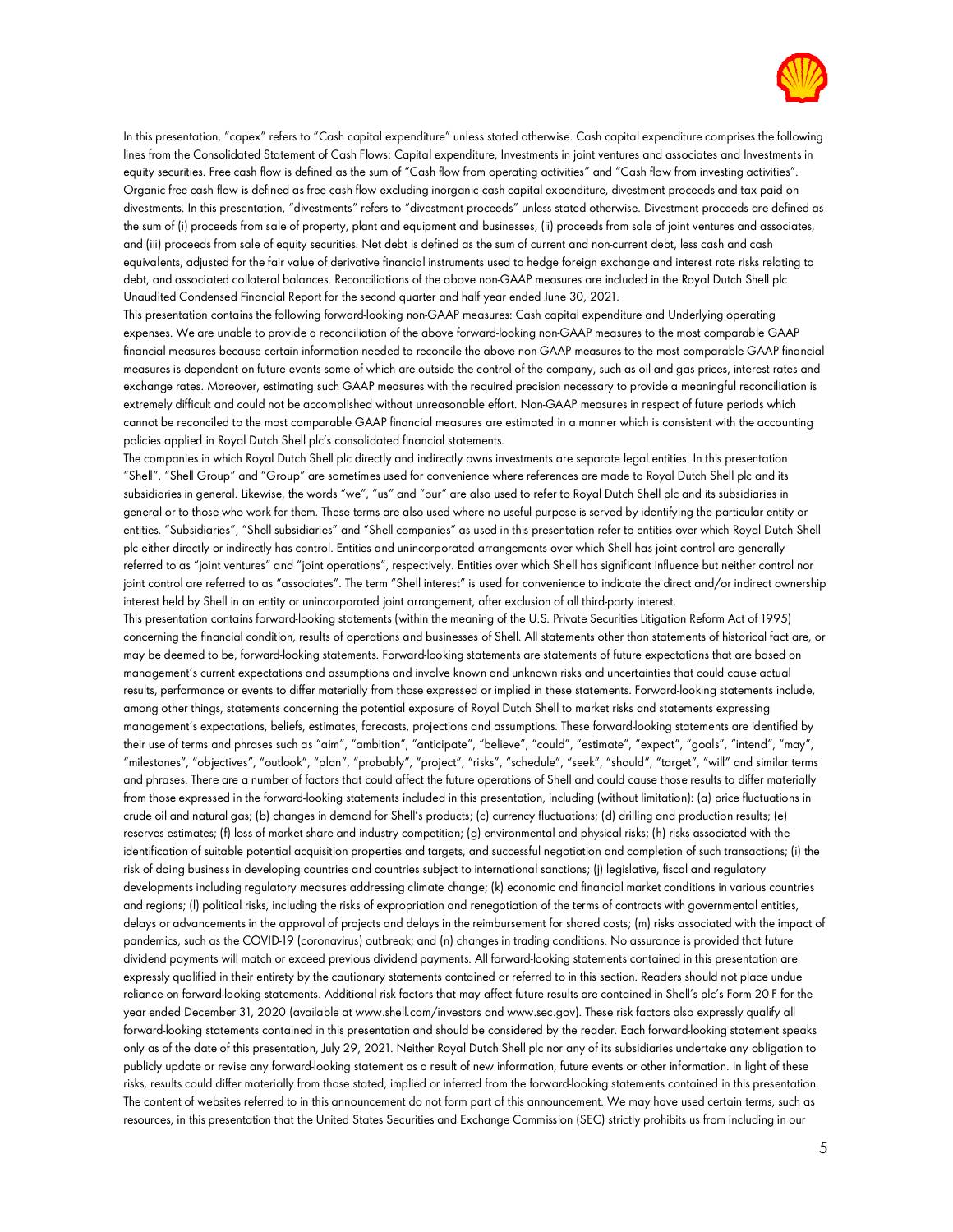In this presentation, "capex" refers to "Cash capital expenditure" unless stated otherwise. Cash capital expenditure comprises the following lines from the Consolidated Statement of Cash Flows: Capital expenditure, Investments in joint ventures and associates and Investments in equity securities. Free cash flow is defined as the sum of "Cash flow from operating activities" and "Cash flow from investing activities". Organic free cash flow is defined as free cash flow excluding inorganic cash capital expenditure, divestment proceeds and tax paid on divestments. In this presentation, "divestments" refers to "divestment proceeds" unless stated otherwise. Divestment proceeds are defined as the sum of (i) proceeds from sale of property, plant and equipment and businesses, (ii) proceeds from sale of joint ventures and associates, and (iii) proceeds from sale of equity securities. Net debt is defined as the sum of current and non-current debt, less cash and cash equivalents, adjusted for the fair value of derivative financial instruments used to hedge foreign exchange and interest rate risks relating to debt, and associated collateral balances. Reconciliations of the above non-GAAP measures are included in the Royal Dutch Shell plc Unaudited Condensed Financial Report for the second quarter and half year ended June 30, 2021.

This presentation contains the following forward-looking non-GAAP measures: Cash capital expenditure and Underlying operating expenses. We are unable to provide a reconciliation of the above forward-looking non-GAAP measures to the most comparable GAAP financial measures because certain information needed to reconcile the above non-GAAP measures to the most comparable GAAP financial measures is dependent on future events some of which are outside the control of the company, such as oil and gas prices, interest rates and exchange rates. Moreover, estimating such GAAP measures with the required precision necessary to provide a meaningful reconciliation is extremely difficult and could not be accomplished without unreasonable effort. Non-GAAP measures in respect of future periods which cannot be reconciled to the most comparable GAAP financial measures are estimated in a manner which is consistent with the accounting policies applied in Royal Dutch Shell plc's consolidated financial statements.

The companies in which Royal Dutch Shell plc directly and indirectly owns investments are separate legal entities. In this presentation "Shell", "Shell Group" and "Group" are sometimes used for convenience where references are made to Royal Dutch Shell plc and its subsidiaries in general. Likewise, the words "we", "us" and "our" are also used to refer to Royal Dutch Shell plc and its subsidiaries in general or to those who work for them. These terms are also used where no useful purpose is served by identifying the particular entity or entities. "Subsidiaries", "Shell subsidiaries" and "Shell companies" as used in this presentation refer to entities over which Royal Dutch Shell plc either directly or indirectly has control. Entities and unincorporated arrangements over which Shell has joint control are generally referred to as "joint ventures" and "joint operations", respectively. Entities over which Shell has significant influence but neither control nor joint control are referred to as "associates". The term "Shell interest" is used for convenience to indicate the direct and/or indirect ownership interest held by Shell in an entity or unincorporated joint arrangement, after exclusion of all third-party interest.

This presentation contains forward-looking statements (within the meaning of the U.S. Private Securities Litigation Reform Act of 1995) concerning the financial condition, results of operations and businesses of Shell. All statements other than statements of historical fact are, or may be deemed to be, forward-looking statements. Forward-looking statements are statements of future expectations that are based on management's current expectations and assumptions and involve known and unknown risks and uncertainties that could cause actual results, performance or events to differ materially from those expressed or implied in these statements. Forward-looking statements include, among other things, statements concerning the potential exposure of Royal Dutch Shell to market risks and statements expressing management's expectations, beliefs, estimates, forecasts, projections and assumptions. These forward-looking statements are identified by their use of terms and phrases such as "aim", "ambition", "anticipate", "believe", "could", "estimate", "expect", "goals", "intend", "may", "milestones", "objectives", "outlook", "plan", "probably", "project", "risks", "schedule", "seek", "should", "target", "will" and similar terms and phrases. There are a number of factors that could affect the future operations of Shell and could cause those results to differ materially from those expressed in the forward-looking statements included in this presentation, including (without limitation): (a) price fluctuations in crude oil and natural gas; (b) changes in demand for Shell's products; (c) currency fluctuations; (d) drilling and production results; (e) reserves estimates; (f) loss of market share and industry competition; (g) environmental and physical risks; (h) risks associated with the identification of suitable potential acquisition properties and targets, and successful negotiation and completion of such transactions; (i) the risk of doing business in developing countries and countries subject to international sanctions; (j) legislative, fiscal and regulatory developments including regulatory measures addressing climate change; (k) economic and financial market conditions in various countries and regions; (l) political risks, including the risks of expropriation and renegotiation of the terms of contracts with governmental entities, delays or advancements in the approval of projects and delays in the reimbursement for shared costs; (m) risks associated with the impact of pandemics, such as the COVID-19 (coronavirus) outbreak; and (n) changes in trading conditions. No assurance is provided that future dividend payments will match or exceed previous dividend payments. All forward-looking statements contained in this presentation are expressly qualified in their entirety by the cautionary statements contained or referred to in this section. Readers should not place undue reliance on forward-looking statements. Additional risk factors that may affect future results are contained in Shell's plc's Form 20-F for the year ended December 31, 2020 (available at www.shell.com/investors and www.sec.gov). These risk factors also expressly qualify all forward-looking statements contained in this presentation and should be considered by the reader. Each forward-looking statement speaks only as of the date of this presentation, July 29, 2021. Neither Royal Dutch Shell plc nor any of its subsidiaries undertake any obligation to publicly update or revise any forward-looking statement as a result of new information, future events or other information. In light of these risks, results could differ materially from those stated, implied or inferred from the forward-looking statements contained in this presentation. The content of websites referred to in this announcement do not form part of this announcement. We may have used certain terms, such as resources, in this presentation that the United States Securities and Exchange Commission (SEC) strictly prohibits us from including in our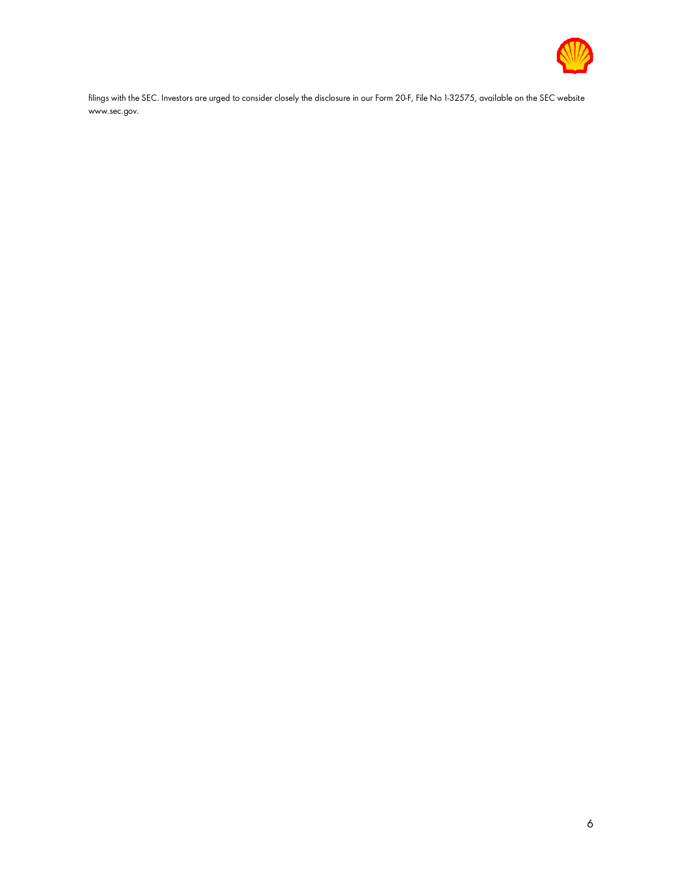filings with the SEC. Investors are urged to consider closely the disclosure in our Form 20-F, File No 1-32575, available on the SEC website www.sec.gov.